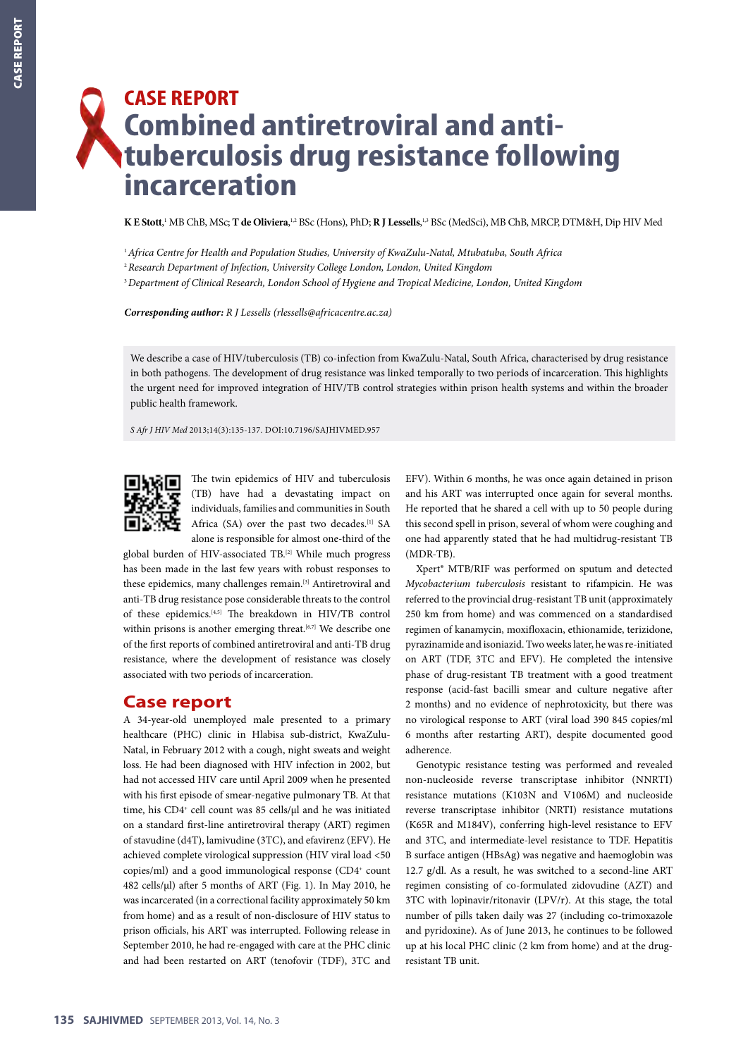# CASE REPORT

# Combined antiretroviral and anti-tuberculosis drug resistance following incarceration

**K E Stott**,[1] MB ChB, MSc; **T de Oliviera**,[1,2] BSc (Hons), PhD; **R J Lessells**,[1,3] BSc (MedSci), MB ChB, MRCP, DTM&H, Dip HIV Med

[1] *Africa Centre for Health and Population Studies, University of KwaZulu-Natal, Mtubatuba, South Africa*
[2] *Research Department of Infection, University College London, London, United Kingdom*
[3] *Department of Clinical Research, London School of Hygiene and Tropical Medicine, London, United Kingdom*

***Corresponding author:*** *R J Lessells (rlessells@africacentre.ac.za)*

We describe a case of HIV/tuberculosis (TB) co-infection from KwaZulu-Natal, South Africa, characterised by drug resistance in both pathogens. The development of drug resistance was linked temporally to two periods of incarceration. This highlights the urgent need for improved integration of HIV/TB control strategies within prison health systems and within the broader public health framework.

*S Afr J HIV Med* 2013;14(3):135-137. DOI:10.7196/SAJHIVMED.957

The twin epidemics of HIV and tuberculosis (TB) have had a devastating impact on individuals, families and communities in South Africa (SA) over the past two decades.[1] SA alone is responsible for almost one-third of the global burden of HIV-associated TB.[2] While much progress has been made in the last few years with robust responses to these epidemics, many challenges remain.[3] Antiretroviral and anti-TB drug resistance pose considerable threats to the control of these epidemics.[4,5] The breakdown in HIV/TB control within prisons is another emerging threat.[6,7] We describe one of the first reports of combined antiretroviral and anti-TB drug resistance, where the development of resistance was closely associated with two periods of incarceration.

## Case report

A 34-year-old unemployed male presented to a primary healthcare (PHC) clinic in Hlabisa sub-district, KwaZulu-Natal, in February 2012 with a cough, night sweats and weight loss. He had been diagnosed with HIV infection in 2002, but had not accessed HIV care until April 2009 when he presented with his first episode of smear-negative pulmonary TB. At that time, his CD4⁺ cell count was 85 cells/µl and he was initiated on a standard first-line antiretroviral therapy (ART) regimen of stavudine (d4T), lamivudine (3TC), and efavirenz (EFV). He achieved complete virological suppression (HIV viral load <50 copies/ml) and a good immunological response (CD4⁺ count 482 cells/µl) after 5 months of ART (Fig. 1). In May 2010, he was incarcerated (in a correctional facility approximately 50 km from home) and as a result of non-disclosure of HIV status to prison officials, his ART was interrupted. Following release in September 2010, he had re-engaged with care at the PHC clinic and had been restarted on ART (tenofovir (TDF), 3TC and EFV). Within 6 months, he was once again detained in prison and his ART was interrupted once again for several months. He reported that he shared a cell with up to 50 people during this second spell in prison, several of whom were coughing and one had apparently stated that he had multidrug-resistant TB (MDR-TB).

Xpert® MTB/RIF was performed on sputum and detected *Mycobacterium tuberculosis* resistant to rifampicin. He was referred to the provincial drug-resistant TB unit (approximately 250 km from home) and was commenced on a standardised regimen of kanamycin, moxifloxacin, ethionamide, terizidone, pyrazinamide and isoniazid. Two weeks later, he was re-initiated on ART (TDF, 3TC and EFV). He completed the intensive phase of drug-resistant TB treatment with a good treatment response (acid-fast bacilli smear and culture negative after 2 months) and no evidence of nephrotoxicity, but there was no virological response to ART (viral load 390 845 copies/ml 6 months after restarting ART), despite documented good adherence.

Genotypic resistance testing was performed and revealed non-nucleoside reverse transcriptase inhibitor (NNRTI) resistance mutations (K103N and V106M) and nucleoside reverse transcriptase inhibitor (NRTI) resistance mutations (K65R and M184V), conferring high-level resistance to EFV and 3TC, and intermediate-level resistance to TDF. Hepatitis B surface antigen (HBsAg) was negative and haemoglobin was 12.7 g/dl. As a result, he was switched to a second-line ART regimen consisting of co-formulated zidovudine (AZT) and 3TC with lopinavir/ritonavir (LPV/r). At this stage, the total number of pills taken daily was 27 (including co-trimoxazole and pyridoxine). As of June 2013, he continues to be followed up at his local PHC clinic (2 km from home) and at the drug-resistant TB unit.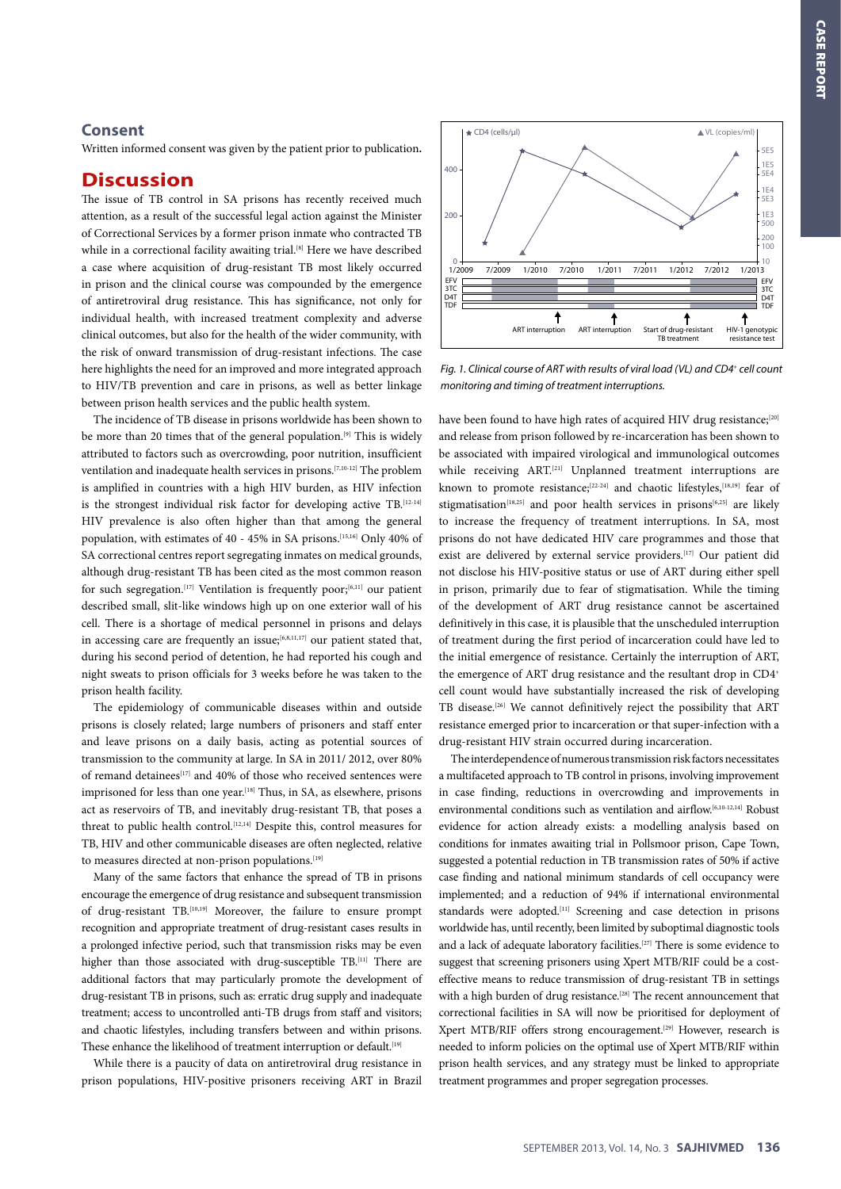## Consent

Written informed consent was given by the patient prior to publication.

# Discussion

The issue of TB control in SA prisons has recently received much attention, as a result of the successful legal action against the Minister of Correctional Services by a former prison inmate who contracted TB while in a correctional facility awaiting trial.[8] Here we have described a case where acquisition of drug-resistant TB most likely occurred in prison and the clinical course was compounded by the emergence of antiretroviral drug resistance. This has significance, not only for individual health, with increased treatment complexity and adverse clinical outcomes, but also for the health of the wider community, with the risk of onward transmission of drug-resistant infections. The case here highlights the need for an improved and more integrated approach to HIV/TB prevention and care in prisons, as well as better linkage between prison health services and the public health system.

The incidence of TB disease in prisons worldwide has been shown to be more than 20 times that of the general population.[9] This is widely attributed to factors such as overcrowding, poor nutrition, insufficient ventilation and inadequate health services in prisons.[7,10-12] The problem is amplified in countries with a high HIV burden, as HIV infection is the strongest individual risk factor for developing active TB.[12-14] HIV prevalence is also often higher than that among the general population, with estimates of 40 - 45% in SA prisons.[15,16] Only 40% of SA correctional centres report segregating inmates on medical grounds, although drug-resistant TB has been cited as the most common reason for such segregation.[17] Ventilation is frequently poor;[6,11] our patient described small, slit-like windows high up on one exterior wall of his cell. There is a shortage of medical personnel in prisons and delays in accessing care are frequently an issue;[6,8,11,17] our patient stated that, during his second period of detention, he had reported his cough and night sweats to prison officials for 3 weeks before he was taken to the prison health facility.

The epidemiology of communicable diseases within and outside prisons is closely related; large numbers of prisoners and staff enter and leave prisons on a daily basis, acting as potential sources of transmission to the community at large. In SA in 2011/ 2012, over 80% of remand detainees[17] and 40% of those who received sentences were imprisoned for less than one year.[18] Thus, in SA, as elsewhere, prisons act as reservoirs of TB, and inevitably drug-resistant TB, that poses a threat to public health control.[12,14] Despite this, control measures for TB, HIV and other communicable diseases are often neglected, relative to measures directed at non-prison populations.[19]

Many of the same factors that enhance the spread of TB in prisons encourage the emergence of drug resistance and subsequent transmission of drug-resistant TB.[10,19] Moreover, the failure to ensure prompt recognition and appropriate treatment of drug-resistant cases results in a prolonged infective period, such that transmission risks may be even higher than those associated with drug-susceptible TB.[11] There are additional factors that may particularly promote the development of drug-resistant TB in prisons, such as: erratic drug supply and inadequate treatment; access to uncontrolled anti-TB drugs from staff and visitors; and chaotic lifestyles, including transfers between and within prisons. These enhance the likelihood of treatment interruption or default.[19]

While there is a paucity of data on antiretroviral drug resistance in prison populations, HIV-positive prisoners receiving ART in Brazil have been found to have high rates of acquired HIV drug resistance;[20] and release from prison followed by re-incarceration has been shown to be associated with impaired virological and immunological outcomes while receiving ART.[21] Unplanned treatment interruptions are known to promote resistance;[22-24] and chaotic lifestyles,[18,19] fear of stigmatisation[18,25] and poor health services in prisons[6,25] are likely to increase the frequency of treatment interruptions. In SA, most prisons do not have dedicated HIV care programmes and those that exist are delivered by external service providers.[17] Our patient did not disclose his HIV-positive status or use of ART during either spell in prison, primarily due to fear of stigmatisation. While the timing of the development of ART drug resistance cannot be ascertained definitively in this case, it is plausible that the unscheduled interruption of treatment during the first period of incarceration could have led to the initial emergence of resistance. Certainly the interruption of ART, the emergence of ART drug resistance and the resultant drop in CD4+ cell count would have substantially increased the risk of developing TB disease.[26] We cannot definitively reject the possibility that ART resistance emerged prior to incarceration or that super-infection with a drug-resistant HIV strain occurred during incarceration.

*Fig. 1. Clinical course of ART with results of viral load (VL) and CD4+ cell count monitoring and timing of treatment interruptions.*

The interdependence of numerous transmission risk factors necessitates a multifaceted approach to TB control in prisons, involving improvement in case finding, reductions in overcrowding and improvements in environmental conditions such as ventilation and airflow.[6,10-12,14] Robust evidence for action already exists: a modelling analysis based on conditions for inmates awaiting trial in Pollsmoor prison, Cape Town, suggested a potential reduction in TB transmission rates of 50% if active case finding and national minimum standards of cell occupancy were implemented; and a reduction of 94% if international environmental standards were adopted.[11] Screening and case detection in prisons worldwide has, until recently, been limited by suboptimal diagnostic tools and a lack of adequate laboratory facilities.[27] There is some evidence to suggest that screening prisoners using Xpert MTB/RIF could be a cost-effective means to reduce transmission of drug-resistant TB in settings with a high burden of drug resistance.[28] The recent announcement that correctional facilities in SA will now be prioritised for deployment of Xpert MTB/RIF offers strong encouragement.[29] However, research is needed to inform policies on the optimal use of Xpert MTB/RIF within prison health services, and any strategy must be linked to appropriate treatment programmes and proper segregation processes.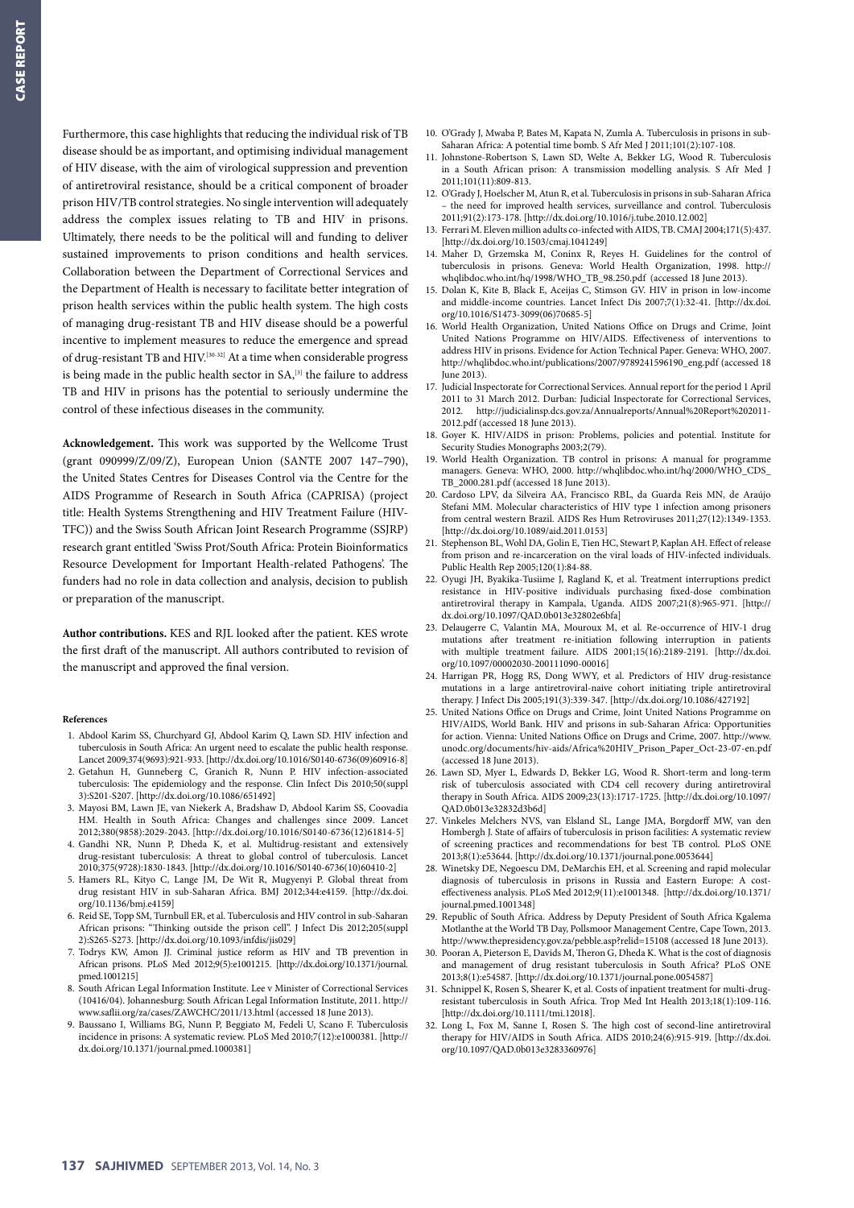Furthermore, this case highlights that reducing the individual risk of TB disease should be as important, and optimising individual management of HIV disease, with the aim of virological suppression and prevention of antiretroviral resistance, should be a critical component of broader prison HIV/TB control strategies. No single intervention will adequately address the complex issues relating to TB and HIV in prisons. Ultimately, there needs to be the political will and funding to deliver sustained improvements to prison conditions and health services. Collaboration between the Department of Correctional Services and the Department of Health is necessary to facilitate better integration of prison health services within the public health system. The high costs of managing drug-resistant TB and HIV disease should be a powerful incentive to implement measures to reduce the emergence and spread of drug-resistant TB and HIV.[30-32] At a time when considerable progress is being made in the public health sector in SA,[3] the failure to address TB and HIV in prisons has the potential to seriously undermine the control of these infectious diseases in the community.

**Acknowledgement.** This work was supported by the Wellcome Trust (grant 090999/Z/09/Z), European Union (SANTE 2007 147–790), the United States Centres for Diseases Control via the Centre for the AIDS Programme of Research in South Africa (CAPRISA) (project title: Health Systems Strengthening and HIV Treatment Failure (HIV-TFC)) and the Swiss South African Joint Research Programme (SSJRP) research grant entitled 'Swiss Prot/South Africa: Protein Bioinformatics Resource Development for Important Health-related Pathogens'. The funders had no role in data collection and analysis, decision to publish or preparation of the manuscript.

**Author contributions.** KES and RJL looked after the patient. KES wrote the first draft of the manuscript. All authors contributed to revision of the manuscript and approved the final version.

#### References

1. Abdool Karim SS, Churchyard GJ, Abdool Karim Q, Lawn SD. HIV infection and tuberculosis in South Africa: An urgent need to escalate the public health response. Lancet 2009;374(9693):921-933. [http://dx.doi.org/10.1016/S0140-6736(09)60916-8]
2. Getahun H, Gunneberg C, Granich R, Nunn P. HIV infection-associated tuberculosis: The epidemiology and the response. Clin Infect Dis 2010;50(suppl 3):S201-S207. [http://dx.doi.org/10.1086/651492]
3. Mayosi BM, Lawn JE, van Niekerk A, Bradshaw D, Abdool Karim SS, Coovadia HM. Health in South Africa: Changes and challenges since 2009. Lancet 2012;380(9858):2029-2043. [http://dx.doi.org/10.1016/S0140-6736(12)61814-5]
4. Gandhi NR, Nunn P, Dheda K, et al. Multidrug-resistant and extensively drug-resistant tuberculosis: A threat to global control of tuberculosis. Lancet 2010;375(9728):1830-1843. [http://dx.doi.org/10.1016/S0140-6736(10)60410-2]
5. Hamers RL, Kityo C, Lange JM, De Wit R, Mugyenyi P. Global threat from drug resistant HIV in sub-Saharan Africa. BMJ 2012;344:e4159. [http://dx.doi.org/10.1136/bmj.e4159]
6. Reid SE, Topp SM, Turnbull ER, et al. Tuberculosis and HIV control in sub-Saharan African prisons: "Thinking outside the prison cell". J Infect Dis 2012;205(suppl 2):S265-S273. [http://dx.doi.org/10.1093/infdis/jis029]
7. Todrys KW, Amon JJ. Criminal justice reform as HIV and TB prevention in African prisons. PLoS Med 2012;9(5):e1001215. [http://dx.doi.org/10.1371/journal.pmed.1001215]
8. South African Legal Information Institute. Lee v Minister of Correctional Services (10416/04). Johannesburg: South African Legal Information Institute, 2011. http://www.saflii.org/za/cases/ZAWCHC/2011/13.html (accessed 18 June 2013).
9. Baussano I, Williams BG, Nunn P, Beggiato M, Fedeli U, Scano F. Tuberculosis incidence in prisons: A systematic review. PLoS Med 2010;7(12):e1000381. [http://dx.doi.org/10.1371/journal.pmed.1000381]
10. O'Grady J, Mwaba P, Bates M, Kapata N, Zumla A. Tuberculosis in prisons in sub-Saharan Africa: A potential time bomb. S Afr Med J 2011;101(2):107-108.
11. Johnstone-Robertson S, Lawn SD, Welte A, Bekker LG, Wood R. Tuberculosis in a South African prison: A transmission modelling analysis. S Afr Med J 2011;101(11):809-813.
12. O'Grady J, Hoelscher M, Atun R, et al. Tuberculosis in prisons in sub-Saharan Africa – the need for improved health services, surveillance and control. Tuberculosis 2011;91(2):173-178. [http://dx.doi.org/10.1016/j.tube.2010.12.002]
13. Ferrari M. Eleven million adults co-infected with AIDS, TB. CMAJ 2004;171(5):437. [http://dx.doi.org/10.1503/cmaj.1041249]
14. Maher D, Grzemska M, Coninx R, Reyes H. Guidelines for the control of tuberculosis in prisons. Geneva: World Health Organization, 1998. http://whqlibdoc.who.int/hq/1998/WHO_TB_98.250.pdf (accessed 18 June 2013).
15. Dolan K, Kite B, Black E, Aceijas C, Stimson GV. HIV in prison in low-income and middle-income countries. Lancet Infect Dis 2007;7(1):32-41. [http://dx.doi.org/10.1016/S1473-3099(06)70685-5]
16. World Health Organization, United Nations Office on Drugs and Crime, Joint United Nations Programme on HIV/AIDS. Effectiveness of interventions to address HIV in prisons. Evidence for Action Technical Paper. Geneva: WHO, 2007. http://whqlibdoc.who.int/publications/2007/9789241596190_eng.pdf (accessed 18 June 2013).
17. Judicial Inspectorate for Correctional Services. Annual report for the period 1 April 2011 to 31 March 2012. Durban: Judicial Inspectorate for Correctional Services, 2012. http://judicialinsp.dcs.gov.za/Annualreports/Annual%20Report%202011-2012.pdf (accessed 18 June 2013).
18. Goyer K. HIV/AIDS in prison: Problems, policies and potential. Institute for Security Studies Monographs 2003;2(79).
19. World Health Organization. TB control in prisons: A manual for programme managers. Geneva: WHO, 2000. http://whqlibdoc.who.int/hq/2000/WHO_CDS_TB_2000.281.pdf (accessed 18 June 2013).
20. Cardoso LPV, da Silveira AA, Francisco RBL, da Guarda Reis MN, de Araújo Stefani MM. Molecular characteristics of HIV type 1 infection among prisoners from central western Brazil. AIDS Res Hum Retroviruses 2011;27(12):1349-1353. [http://dx.doi.org/10.1089/aid.2011.0153]
21. Stephenson BL, Wohl DA, Golin E, Tien HC, Stewart P, Kaplan AH. Effect of release from prison and re-incarceration on the viral loads of HIV-infected individuals. Public Health Rep 2005;120(1):84-88.
22. Oyugi JH, Byakika-Tusiime J, Ragland K, et al. Treatment interruptions predict resistance in HIV-positive individuals purchasing fixed-dose combination antiretroviral therapy in Kampala, Uganda. AIDS 2007;21(8):965-971. [http://dx.doi.org/10.1097/QAD.0b013e32802e6bfa]
23. Delaugerre C, Valantin MA, Mouroux M, et al. Re-occurrence of HIV-1 drug mutations after treatment re-initiation following interruption in patients with multiple treatment failure. AIDS 2001;15(16):2189-2191. [http://dx.doi.org/10.1097/00002030-200111090-00016]
24. Harrigan PR, Hogg RS, Dong WWY, et al. Predictors of HIV drug-resistance mutations in a large antiretroviral-naive cohort initiating triple antiretroviral therapy. J Infect Dis 2005;191(3):339-347. [http://dx.doi.org/10.1086/427192]
25. United Nations Office on Drugs and Crime, Joint United Nations Programme on HIV/AIDS, World Bank. HIV and prisons in sub-Saharan Africa: Opportunities for action. Vienna: United Nations Office on Drugs and Crime, 2007. http://www.unodc.org/documents/hiv-aids/Africa%20HIV_Prison_Paper_Oct-23-07-en.pdf (accessed 18 June 2013).
26. Lawn SD, Myer L, Edwards D, Bekker LG, Wood R. Short-term and long-term risk of tuberculosis associated with CD4 cell recovery during antiretroviral therapy in South Africa. AIDS 2009;23(13):1717-1725. [http://dx.doi.org/10.1097/QAD.0b013e32832d3b6d]
27. Vinkeles Melchers NVS, van Elsland SL, Lange JMA, Borgdorff MW, van den Hombergh J. State of affairs of tuberculosis in prison facilities: A systematic review of screening practices and recommendations for best TB control. PLoS ONE 2013;8(1):e53644. [http://dx.doi.org/10.1371/journal.pone.0053644]
28. Winetsky DE, Negoescu DM, DeMarchis EH, et al. Screening and rapid molecular diagnosis of tuberculosis in prisons in Russia and Eastern Europe: A cost-effectiveness analysis. PLoS Med 2012;9(11):e1001348. [http://dx.doi.org/10.1371/journal.pmed.1001348]
29. Republic of South Africa. Address by Deputy President of South Africa Kgalema Motlanthe at the World TB Day, Pollsmoor Management Centre, Cape Town, 2013. http://www.thepresidency.gov.za/pebble.asp?relid=15108 (accessed 18 June 2013).
30. Pooran A, Pieterson E, Davids M, Theron G, Dheda K. What is the cost of diagnosis and management of drug resistant tuberculosis in South Africa? PLoS ONE 2013;8(1):e54587. [http://dx.doi.org/10.1371/journal.pone.0054587]
31. Schnippel K, Rosen S, Shearer K, et al. Costs of inpatient treatment for multi-drug-resistant tuberculosis in South Africa. Trop Med Int Health 2013;18(1):109-116. [http://dx.doi.org/10.1111/tmi.12018]
32. Long L, Fox M, Sanne I, Rosen S. The high cost of second-line antiretroviral therapy for HIV/AIDS in South Africa. AIDS 2010;24(6):915-919. [http://dx.doi.org/10.1097/QAD.0b013e3283360976]